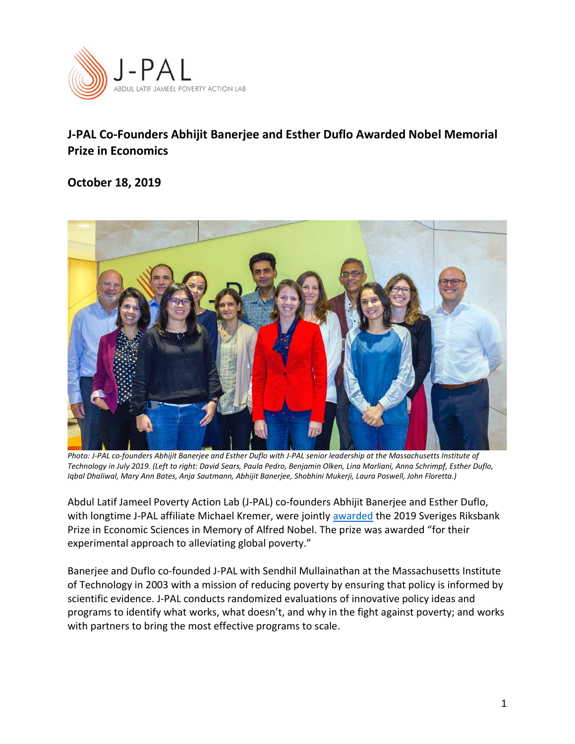# J-PAL Co-Founders Abhijit Banerjee and Esther Duflo Awarded Nobel Memorial Prize in Economics

## October 18, 2019

*Photo: J-PAL co-founders Abhijit Banerjee and Esther Duflo with J-PAL senior leadership at the Massachusetts Institute of Technology in July 2019. (Left to right: David Sears, Paula Pedro, Benjamin Olken, Lina Marliani, Anna Schrimpf, Esther Duflo, Iqbal Dhaliwal, Mary Ann Bates, Anja Sautmann, Abhijit Banerjee, Shobhini Mukerji, Laura Poswell, John Floretta.)*

Abdul Latif Jameel Poverty Action Lab (J-PAL) co-founders Abhijit Banerjee and Esther Duflo, with longtime J-PAL affiliate Michael Kremer, were jointly awarded the 2019 Sveriges Riksbank Prize in Economic Sciences in Memory of Alfred Nobel. The prize was awarded "for their experimental approach to alleviating global poverty."

Banerjee and Duflo co-founded J-PAL with Sendhil Mullainathan at the Massachusetts Institute of Technology in 2003 with a mission of reducing poverty by ensuring that policy is informed by scientific evidence. J-PAL conducts randomized evaluations of innovative policy ideas and programs to identify what works, what doesn't, and why in the fight against poverty; and works with partners to bring the most effective programs to scale.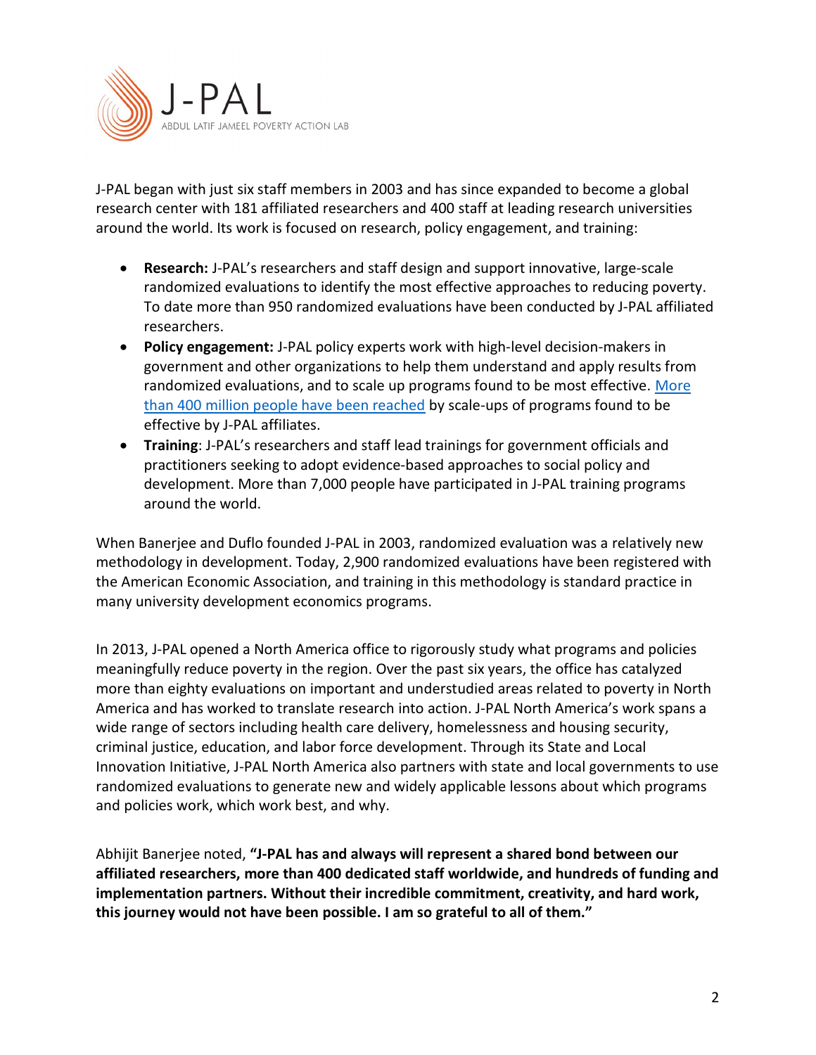J-PAL began with just six staff members in 2003 and has since expanded to become a global research center with 181 affiliated researchers and 400 staff at leading research universities around the world. Its work is focused on research, policy engagement, and training:

- **Research:** J-PAL's researchers and staff design and support innovative, large-scale randomized evaluations to identify the most effective approaches to reducing poverty. To date more than 950 randomized evaluations have been conducted by J-PAL affiliated researchers.
- **Policy engagement:** J-PAL policy experts work with high-level decision-makers in government and other organizations to help them understand and apply results from randomized evaluations, and to scale up programs found to be most effective. More than 400 million people have been reached by scale-ups of programs found to be effective by J-PAL affiliates.
- **Training**: J-PAL's researchers and staff lead trainings for government officials and practitioners seeking to adopt evidence-based approaches to social policy and development. More than 7,000 people have participated in J-PAL training programs around the world.

When Banerjee and Duflo founded J-PAL in 2003, randomized evaluation was a relatively new methodology in development. Today, 2,900 randomized evaluations have been registered with the American Economic Association, and training in this methodology is standard practice in many university development economics programs.

In 2013, J-PAL opened a North America office to rigorously study what programs and policies meaningfully reduce poverty in the region. Over the past six years, the office has catalyzed more than eighty evaluations on important and understudied areas related to poverty in North America and has worked to translate research into action. J-PAL North America's work spans a wide range of sectors including health care delivery, homelessness and housing security, criminal justice, education, and labor force development. Through its State and Local Innovation Initiative, J-PAL North America also partners with state and local governments to use randomized evaluations to generate new and widely applicable lessons about which programs and policies work, which work best, and why.

Abhijit Banerjee noted, **"J-PAL has and always will represent a shared bond between our affiliated researchers, more than 400 dedicated staff worldwide, and hundreds of funding and implementation partners. Without their incredible commitment, creativity, and hard work, this journey would not have been possible. I am so grateful to all of them."**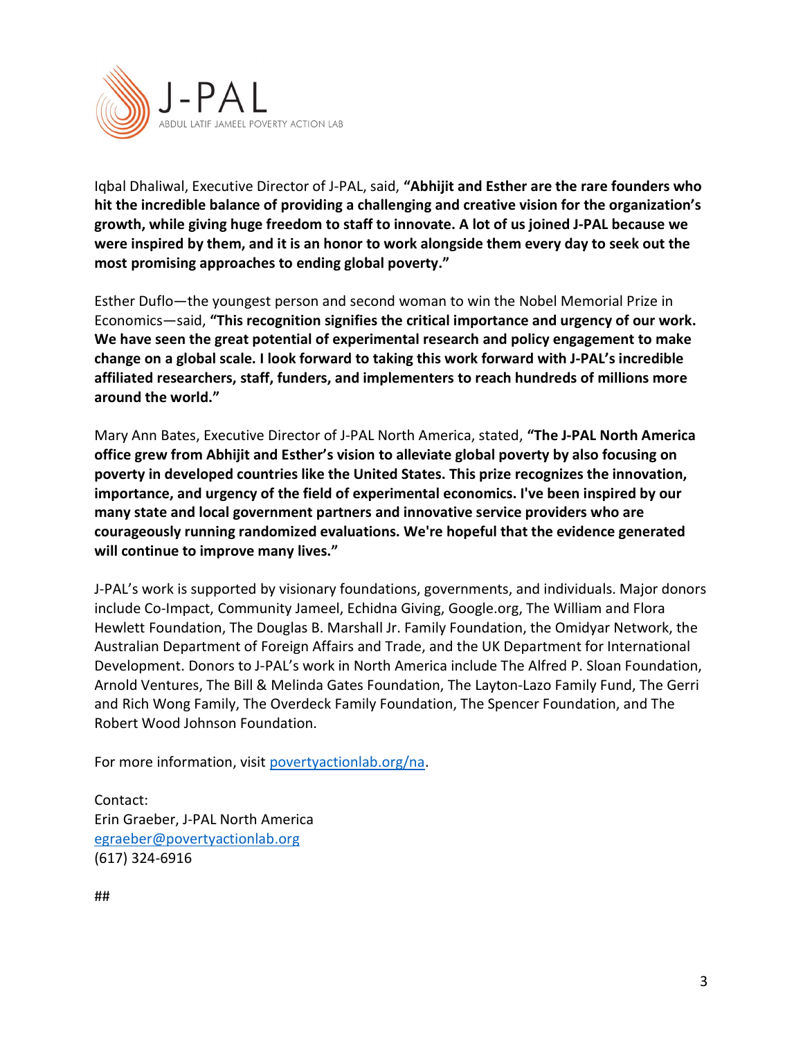Iqbal Dhaliwal, Executive Director of J-PAL, said, **"Abhijit and Esther are the rare founders who hit the incredible balance of providing a challenging and creative vision for the organization's growth, while giving huge freedom to staff to innovate. A lot of us joined J-PAL because we were inspired by them, and it is an honor to work alongside them every day to seek out the most promising approaches to ending global poverty."**

Esther Duflo—the youngest person and second woman to win the Nobel Memorial Prize in Economics—said, **"This recognition signifies the critical importance and urgency of our work. We have seen the great potential of experimental research and policy engagement to make change on a global scale. I look forward to taking this work forward with J-PAL's incredible affiliated researchers, staff, funders, and implementers to reach hundreds of millions more around the world."**

Mary Ann Bates, Executive Director of J-PAL North America, stated, **"The J-PAL North America office grew from Abhijit and Esther's vision to alleviate global poverty by also focusing on poverty in developed countries like the United States. This prize recognizes the innovation, importance, and urgency of the field of experimental economics. I've been inspired by our many state and local government partners and innovative service providers who are courageously running randomized evaluations. We're hopeful that the evidence generated will continue to improve many lives."**

J-PAL's work is supported by visionary foundations, governments, and individuals. Major donors include Co-Impact, Community Jameel, Echidna Giving, Google.org, The William and Flora Hewlett Foundation, The Douglas B. Marshall Jr. Family Foundation, the Omidyar Network, the Australian Department of Foreign Affairs and Trade, and the UK Department for International Development. Donors to J-PAL's work in North America include The Alfred P. Sloan Foundation, Arnold Ventures, The Bill & Melinda Gates Foundation, The Layton-Lazo Family Fund, The Gerri and Rich Wong Family, The Overdeck Family Foundation, The Spencer Foundation, and The Robert Wood Johnson Foundation.

For more information, visit [povertyactionlab.org/na](povertyactionlab.org/na).

Contact:
Erin Graeber, J-PAL North America
[egraeber@povertyactionlab.org](mailto:egraeber@povertyactionlab.org)
(617) 324-6916

##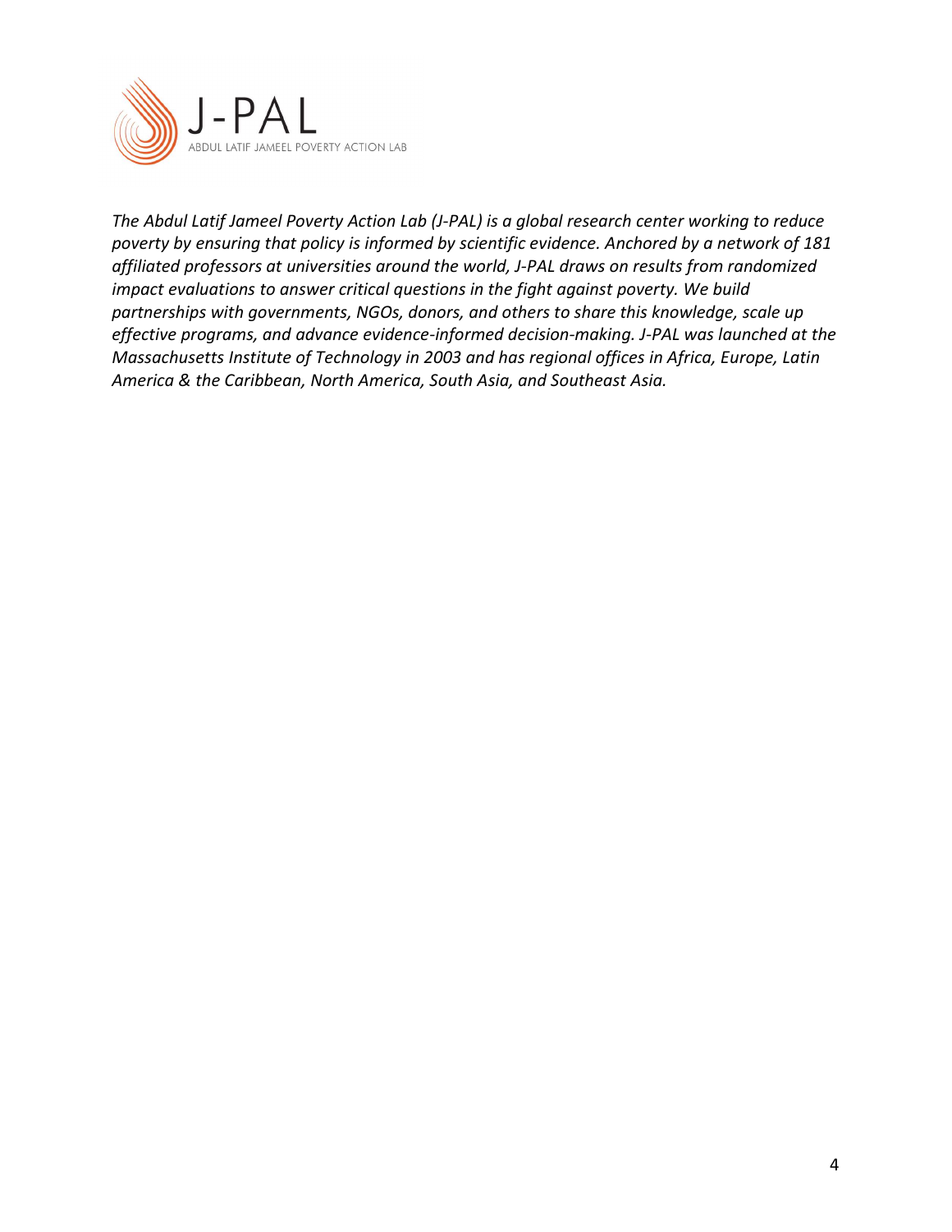J-PAL

ABDUL LATIF JAMEEL POVERTY ACTION LAB

*The Abdul Latif Jameel Poverty Action Lab (J-PAL) is a global research center working to reduce poverty by ensuring that policy is informed by scientific evidence. Anchored by a network of 181 affiliated professors at universities around the world, J-PAL draws on results from randomized impact evaluations to answer critical questions in the fight against poverty. We build partnerships with governments, NGOs, donors, and others to share this knowledge, scale up effective programs, and advance evidence-informed decision-making. J-PAL was launched at the Massachusetts Institute of Technology in 2003 and has regional offices in Africa, Europe, Latin America & the Caribbean, North America, South Asia, and Southeast Asia.*